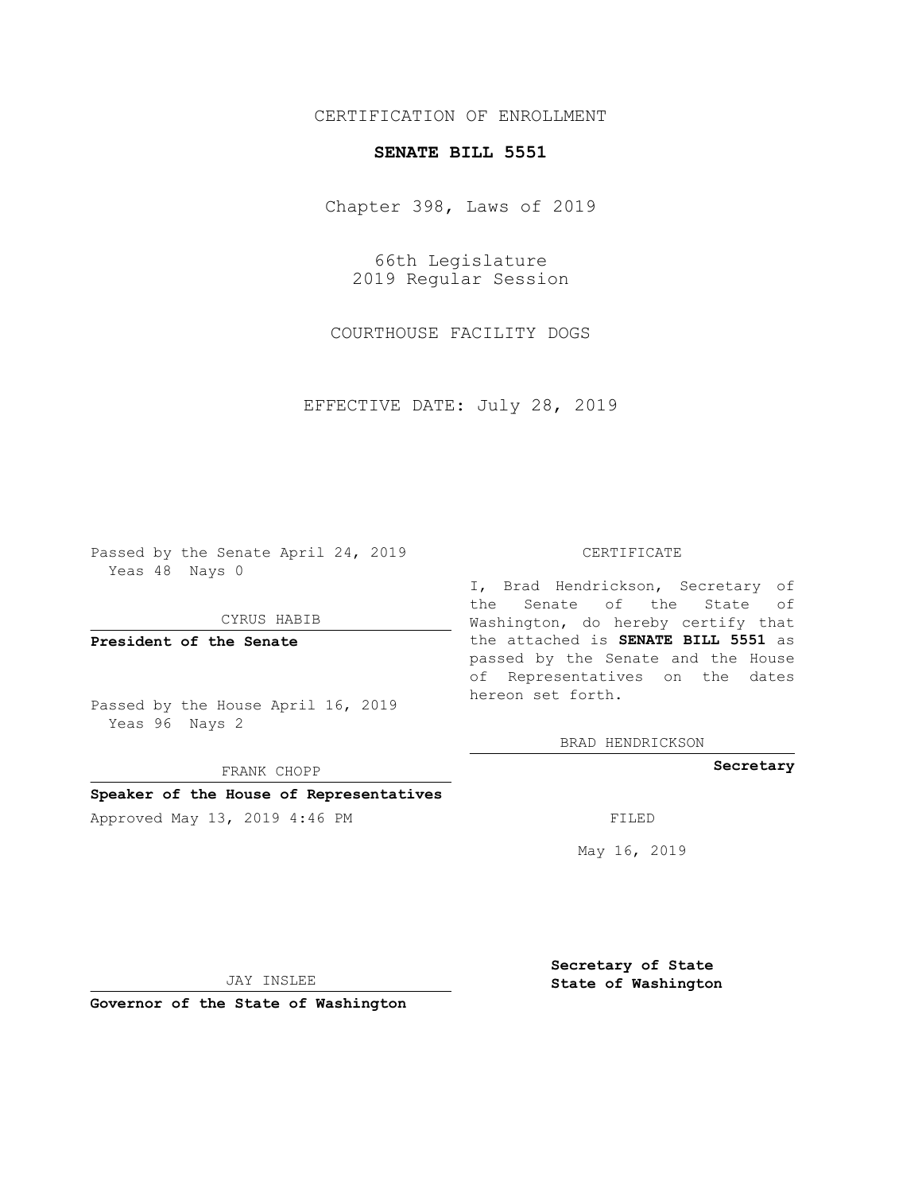CERTIFICATION OF ENROLLMENT

**SENATE BILL 5551**

Chapter 398, Laws of 2019

66th Legislature
2019 Regular Session

COURTHOUSE FACILITY DOGS

EFFECTIVE DATE: July 28, 2019

Passed by the Senate April 24, 2019
Yeas 48 Nays 0

CYRUS HABIB

**President of the Senate**

Passed by the House April 16, 2019
Yeas 96 Nays 2

FRANK CHOPP

**Speaker of the House of Representatives**

Approved May 13, 2019 4:46 PM

JAY INSLEE

**Governor of the State of Washington**

CERTIFICATE

I, Brad Hendrickson, Secretary of the Senate of the State of Washington, do hereby certify that the attached is **SENATE BILL 5551** as passed by the Senate and the House of Representatives on the dates hereon set forth.

BRAD HENDRICKSON

**Secretary**

FILED

May 16, 2019

**Secretary of State**
**State of Washington**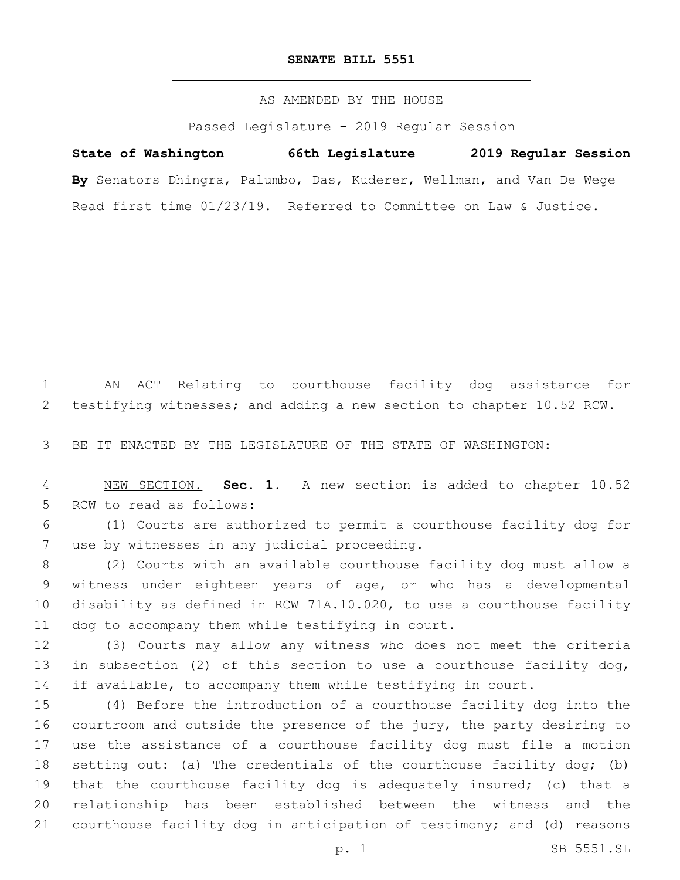# SENATE BILL 5551

AS AMENDED BY THE HOUSE

Passed Legislature - 2019 Regular Session

**State of Washington 66th Legislature 2019 Regular Session**

**By** Senators Dhingra, Palumbo, Das, Kuderer, Wellman, and Van De Wege

Read first time 01/23/19. Referred to Committee on Law & Justice.

AN ACT Relating to courthouse facility dog assistance for testifying witnesses; and adding a new section to chapter 10.52 RCW.

BE IT ENACTED BY THE LEGISLATURE OF THE STATE OF WASHINGTON:

NEW SECTION. **Sec. 1.** A new section is added to chapter 10.52 RCW to read as follows:

(1) Courts are authorized to permit a courthouse facility dog for use by witnesses in any judicial proceeding.

(2) Courts with an available courthouse facility dog must allow a witness under eighteen years of age, or who has a developmental disability as defined in RCW 71A.10.020, to use a courthouse facility dog to accompany them while testifying in court.

(3) Courts may allow any witness who does not meet the criteria in subsection (2) of this section to use a courthouse facility dog, if available, to accompany them while testifying in court.

(4) Before the introduction of a courthouse facility dog into the courtroom and outside the presence of the jury, the party desiring to use the assistance of a courthouse facility dog must file a motion setting out: (a) The credentials of the courthouse facility dog; (b) that the courthouse facility dog is adequately insured; (c) that a relationship has been established between the witness and the courthouse facility dog in anticipation of testimony; and (d) reasons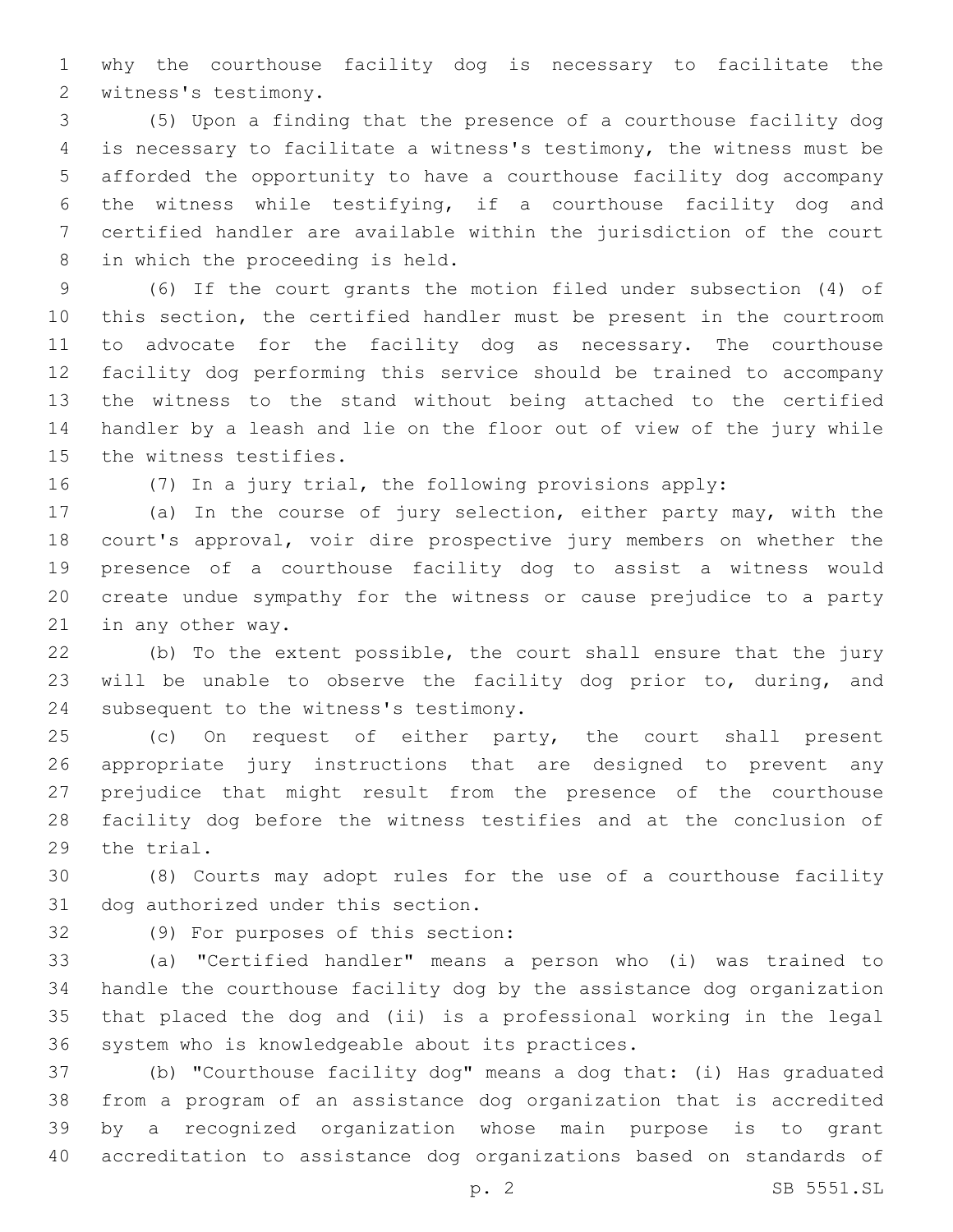why the courthouse facility dog is necessary to facilitate the witness's testimony.

(5) Upon a finding that the presence of a courthouse facility dog is necessary to facilitate a witness's testimony, the witness must be afforded the opportunity to have a courthouse facility dog accompany the witness while testifying, if a courthouse facility dog and certified handler are available within the jurisdiction of the court in which the proceeding is held.

(6) If the court grants the motion filed under subsection (4) of this section, the certified handler must be present in the courtroom to advocate for the facility dog as necessary. The courthouse facility dog performing this service should be trained to accompany the witness to the stand without being attached to the certified handler by a leash and lie on the floor out of view of the jury while the witness testifies.

(7) In a jury trial, the following provisions apply:

(a) In the course of jury selection, either party may, with the court's approval, voir dire prospective jury members on whether the presence of a courthouse facility dog to assist a witness would create undue sympathy for the witness or cause prejudice to a party in any other way.

(b) To the extent possible, the court shall ensure that the jury will be unable to observe the facility dog prior to, during, and subsequent to the witness's testimony.

(c) On request of either party, the court shall present appropriate jury instructions that are designed to prevent any prejudice that might result from the presence of the courthouse facility dog before the witness testifies and at the conclusion of the trial.

(8) Courts may adopt rules for the use of a courthouse facility dog authorized under this section.

(9) For purposes of this section:

(a) "Certified handler" means a person who (i) was trained to handle the courthouse facility dog by the assistance dog organization that placed the dog and (ii) is a professional working in the legal system who is knowledgeable about its practices.

(b) "Courthouse facility dog" means a dog that: (i) Has graduated from a program of an assistance dog organization that is accredited by a recognized organization whose main purpose is to grant accreditation to assistance dog organizations based on standards of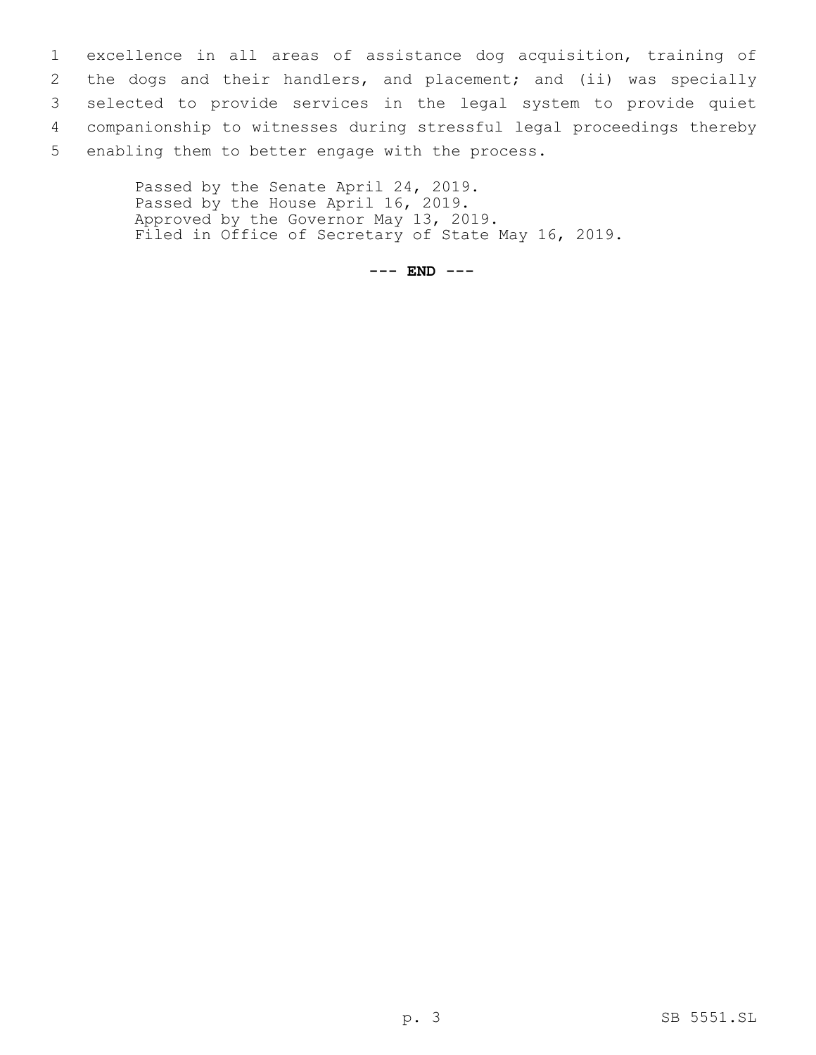excellence in all areas of assistance dog acquisition, training of the dogs and their handlers, and placement; and (ii) was specially selected to provide services in the legal system to provide quiet companionship to witnesses during stressful legal proceedings thereby enabling them to better engage with the process.

Passed by the Senate April 24, 2019.
Passed by the House April 16, 2019.
Approved by the Governor May 13, 2019.
Filed in Office of Secretary of State May 16, 2019.

**--- END ---**